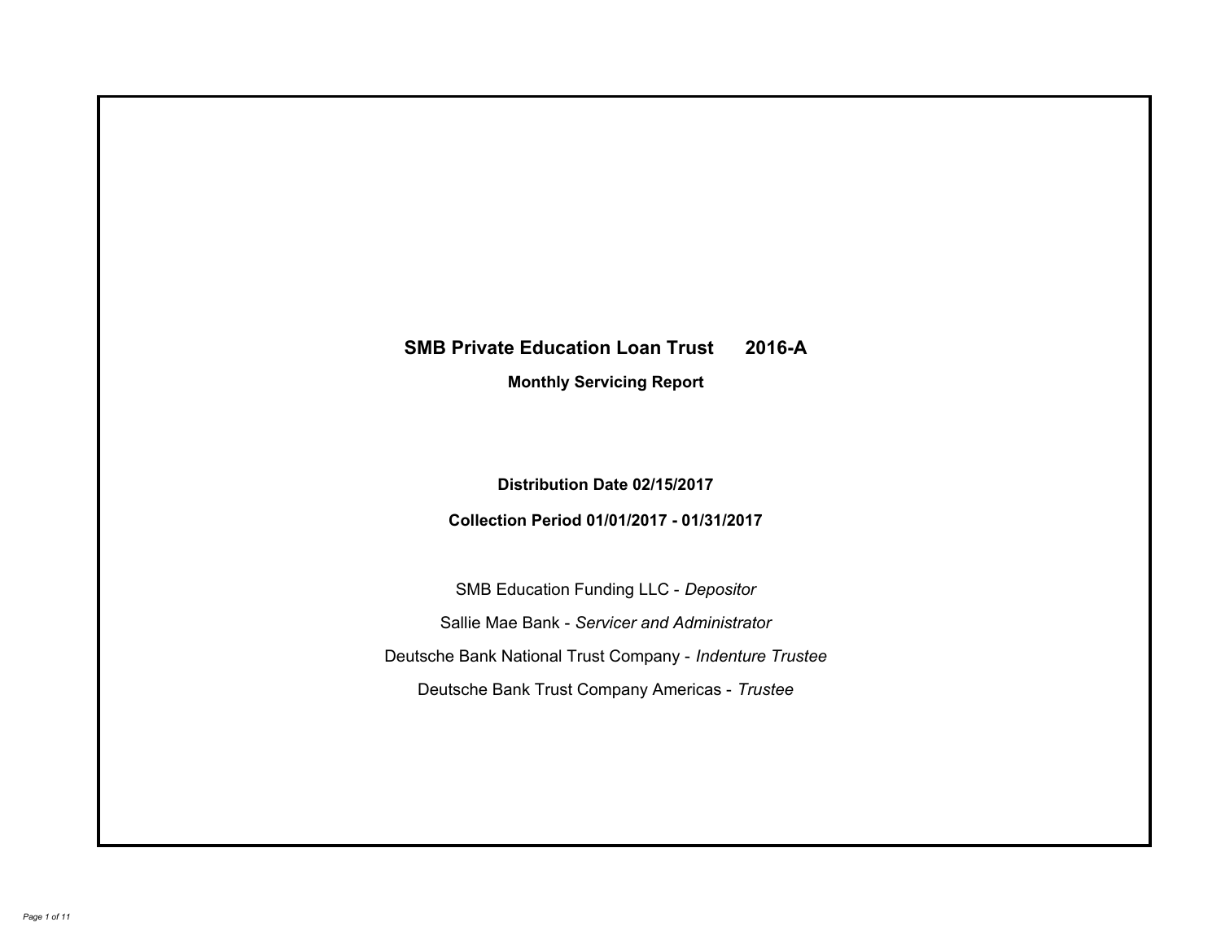# SMB Private Education Loan Trust 2016-A

## Monthly Servicing Report

**Distribution Date 02/15/2017**

**Collection Period 01/01/2017 - 01/31/2017**

SMB Education Funding LLC - *Depositor*

Sallie Mae Bank - *Servicer and Administrator*

Deutsche Bank National Trust Company - *Indenture Trustee*

Deutsche Bank Trust Company Americas - *Trustee*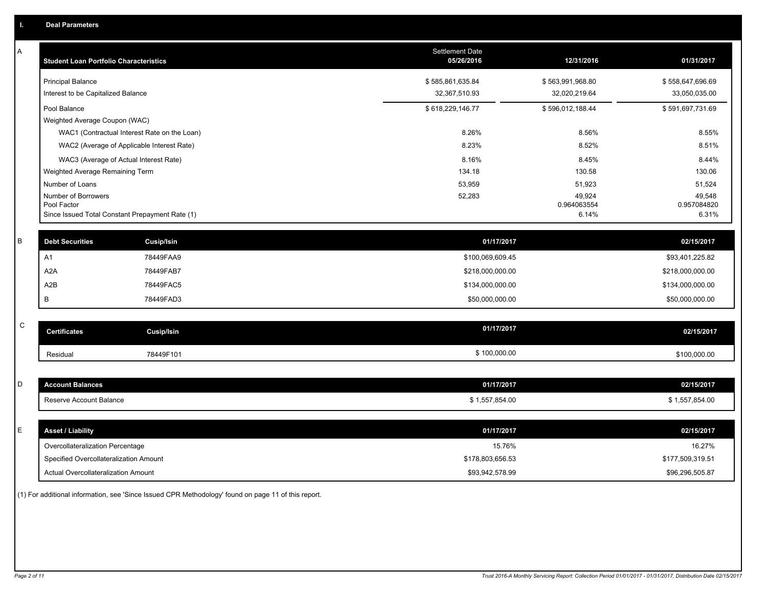## I. Deal Parameters

### A

| Student Loan Portfolio Characteristics | Settlement Date 05/26/2016 | 12/31/2016 | 01/31/2017 |
|---|---|---|---|
| Principal Balance | $ 585,861,635.84 | $ 563,991,968.80 | $ 558,647,696.69 |
| Interest to be Capitalized Balance | 32,367,510.93 | 32,020,219.64 | 33,050,035.00 |
| Pool Balance | $ 618,229,146.77 | $ 596,012,188.44 | $ 591,697,731.69 |
| Weighted Average Coupon (WAC) | | | |
| WAC1 (Contractual Interest Rate on the Loan) | 8.26% | 8.56% | 8.55% |
| WAC2 (Average of Applicable Interest Rate) | 8.23% | 8.52% | 8.51% |
| WAC3 (Average of Actual Interest Rate) | 8.16% | 8.45% | 8.44% |
| Weighted Average Remaining Term | 134.18 | 130.58 | 130.06 |
| Number of Loans | 53,959 | 51,923 | 51,524 |
| Number of Borrowers | 52,283 | 49,924 | 49,548 |
| Pool Factor | | 0.964063554 | 0.957084820 |
| Since Issued Total Constant Prepayment Rate (1) | | 6.14% | 6.31% |

### B

| Debt Securities | Cusip/Isin | 01/17/2017 | 02/15/2017 |
|---|---|---|---|
| A1 | 78449FAA9 | $100,069,609.45 | $93,401,225.82 |
| A2A | 78449FAB7 | $218,000,000.00 | $218,000,000.00 |
| A2B | 78449FAC5 | $134,000,000.00 | $134,000,000.00 |
| B | 78449FAD3 | $50,000,000.00 | $50,000,000.00 |

### C

| Certificates | Cusip/Isin | 01/17/2017 | 02/15/2017 |
|---|---|---|---|
| Residual | 78449F101 | $ 100,000.00 | $100,000.00 |

### D

| Account Balances | 01/17/2017 | 02/15/2017 |
|---|---|---|
| Reserve Account Balance | $ 1,557,854.00 | $ 1,557,854.00 |

### E

| Asset / Liability | 01/17/2017 | 02/15/2017 |
|---|---|---|
| Overcollateralization Percentage | 15.76% | 16.27% |
| Specified Overcollateralization Amount | $178,803,656.53 | $177,509,319.51 |
| Actual Overcollateralization Amount | $93,942,578.99 | $96,296,505.87 |

(1) For additional information, see 'Since Issued CPR Methodology' found on page 11 of this report.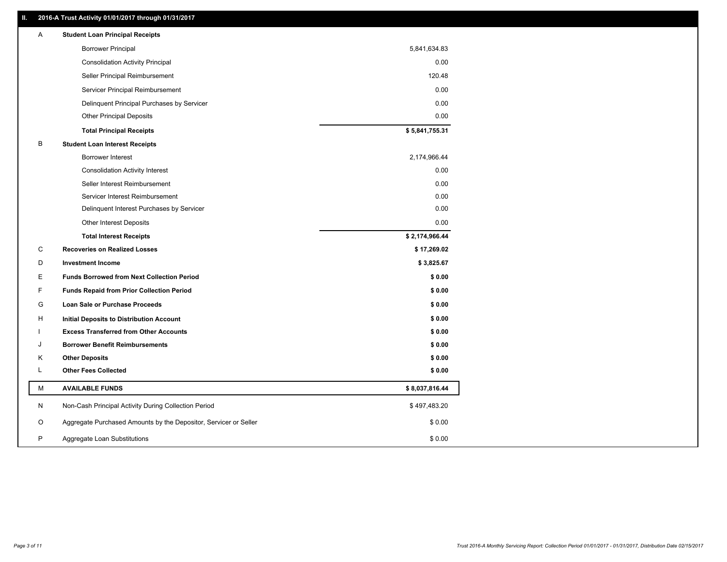## II. 2016-A Trust Activity 01/01/2017 through 01/31/2017

| | | |
|---|---|---|
| A | **Student Loan Principal Receipts** | |
| | Borrower Principal | 5,841,634.83 |
| | Consolidation Activity Principal | 0.00 |
| | Seller Principal Reimbursement | 120.48 |
| | Servicer Principal Reimbursement | 0.00 |
| | Delinquent Principal Purchases by Servicer | 0.00 |
| | Other Principal Deposits | 0.00 |
| | **Total Principal Receipts** | **$ 5,841,755.31** |
| B | **Student Loan Interest Receipts** | |
| | Borrower Interest | 2,174,966.44 |
| | Consolidation Activity Interest | 0.00 |
| | Seller Interest Reimbursement | 0.00 |
| | Servicer Interest Reimbursement | 0.00 |
| | Delinquent Interest Purchases by Servicer | 0.00 |
| | Other Interest Deposits | 0.00 |
| | **Total Interest Receipts** | **$ 2,174,966.44** |
| C | **Recoveries on Realized Losses** | **$ 17,269.02** |
| D | **Investment Income** | **$ 3,825.67** |
| E | **Funds Borrowed from Next Collection Period** | **$ 0.00** |
| F | **Funds Repaid from Prior Collection Period** | **$ 0.00** |
| G | **Loan Sale or Purchase Proceeds** | **$ 0.00** |
| H | **Initial Deposits to Distribution Account** | **$ 0.00** |
| I | **Excess Transferred from Other Accounts** | **$ 0.00** |
| J | **Borrower Benefit Reimbursements** | **$ 0.00** |
| K | **Other Deposits** | **$ 0.00** |
| L | **Other Fees Collected** | **$ 0.00** |
| M | **AVAILABLE FUNDS** | **$ 8,037,816.44** |
| N | Non-Cash Principal Activity During Collection Period | $ 497,483.20 |
| O | Aggregate Purchased Amounts by the Depositor, Servicer or Seller | $ 0.00 |
| P | Aggregate Loan Substitutions | $ 0.00 |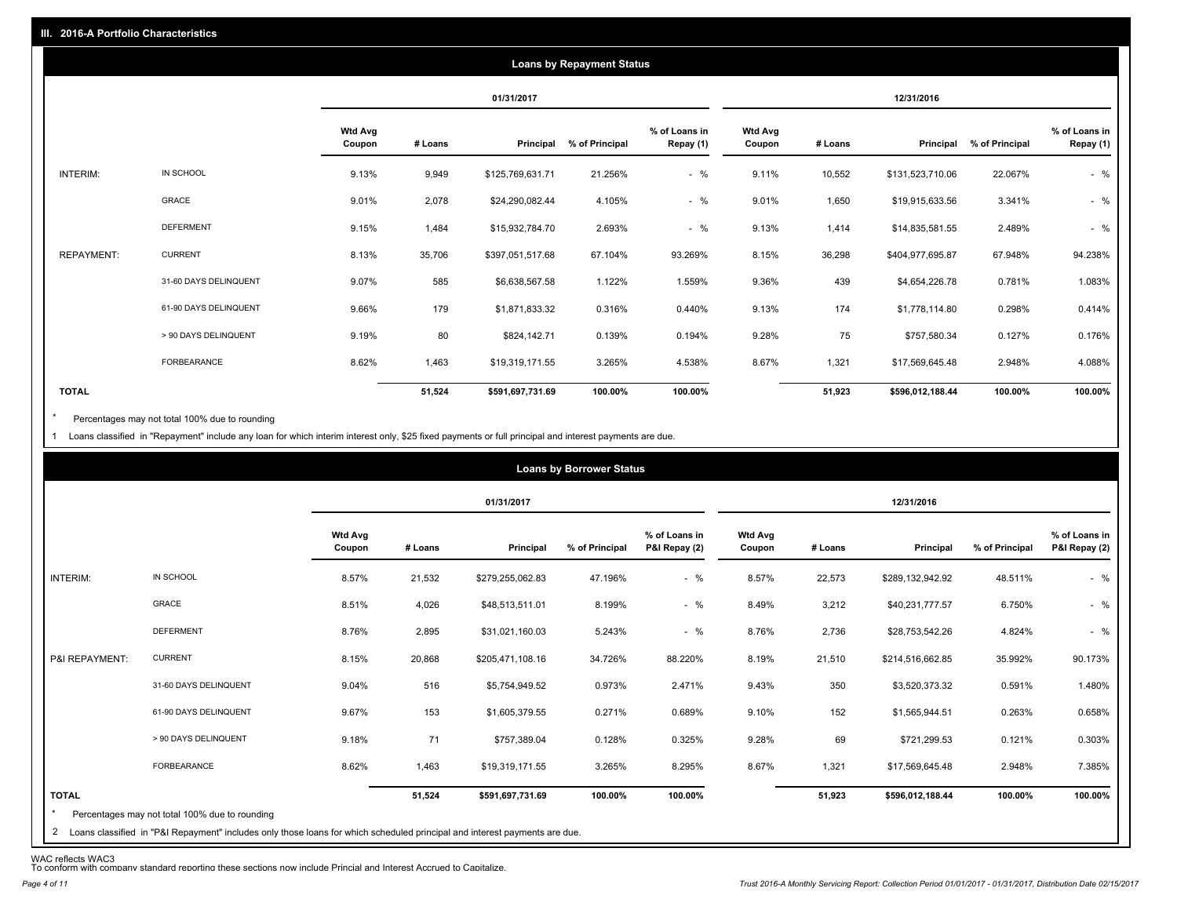## III. 2016-A Portfolio Characteristics

### Loans by Repayment Status

| | | 01/31/2017 | | | | | 12/31/2016 | | | | |
|---|---|---|---|---|---|---|---|---|---|---|---|
| | | Wtd Avg Coupon | # Loans | Principal | % of Principal | % of Loans in Repay (1) | Wtd Avg Coupon | # Loans | Principal | % of Principal | % of Loans in Repay (1) |
| INTERIM: | IN SCHOOL | 9.13% | 9,949 | $125,769,631.71 | 21.256% | - % | 9.11% | 10,552 | $131,523,710.06 | 22.067% | - % |
| | GRACE | 9.01% | 2,078 | $24,290,082.44 | 4.105% | - % | 9.01% | 1,650 | $19,915,633.56 | 3.341% | - % |
| | DEFERMENT | 9.15% | 1,484 | $15,932,784.70 | 2.693% | - % | 9.13% | 1,414 | $14,835,581.55 | 2.489% | - % |
| REPAYMENT: | CURRENT | 8.13% | 35,706 | $397,051,517.68 | 67.104% | 93.269% | 8.15% | 36,298 | $404,977,695.87 | 67.948% | 94.238% |
| | 31-60 DAYS DELINQUENT | 9.07% | 585 | $6,638,567.58 | 1.122% | 1.559% | 9.36% | 439 | $4,654,226.78 | 0.781% | 1.083% |
| | 61-90 DAYS DELINQUENT | 9.66% | 179 | $1,871,833.32 | 0.316% | 0.440% | 9.13% | 174 | $1,778,114.80 | 0.298% | 0.414% |
| | > 90 DAYS DELINQUENT | 9.19% | 80 | $824,142.71 | 0.139% | 0.194% | 9.28% | 75 | $757,580.34 | 0.127% | 0.176% |
| | FORBEARANCE | 8.62% | 1,463 | $19,319,171.55 | 3.265% | 4.538% | 8.67% | 1,321 | $17,569,645.48 | 2.948% | 4.088% |
| **TOTAL** | | | **51,524** | **$591,697,731.69** | **100.00%** | **100.00%** | | **51,923** | **$596,012,188.44** | **100.00%** | **100.00%** |

\* Percentages may not total 100% due to rounding

1 Loans classified in "Repayment" include any loan for which interim interest only, $25 fixed payments or full principal and interest payments are due.

### Loans by Borrower Status

| | | 01/31/2017 | | | | | 12/31/2016 | | | | |
|---|---|---|---|---|---|---|---|---|---|---|---|
| | | Wtd Avg Coupon | # Loans | Principal | % of Principal | % of Loans in P&I Repay (2) | Wtd Avg Coupon | # Loans | Principal | % of Principal | % of Loans in P&I Repay (2) |
| INTERIM: | IN SCHOOL | 8.57% | 21,532 | $279,255,062.83 | 47.196% | - % | 8.57% | 22,573 | $289,132,942.92 | 48.511% | - % |
| | GRACE | 8.51% | 4,026 | $48,513,511.01 | 8.199% | - % | 8.49% | 3,212 | $40,231,777.57 | 6.750% | - % |
| | DEFERMENT | 8.76% | 2,895 | $31,021,160.03 | 5.243% | - % | 8.76% | 2,736 | $28,753,542.26 | 4.824% | - % |
| P&I REPAYMENT: | CURRENT | 8.15% | 20,868 | $205,471,108.16 | 34.726% | 88.220% | 8.19% | 21,510 | $214,516,662.85 | 35.992% | 90.173% |
| | 31-60 DAYS DELINQUENT | 9.04% | 516 | $5,754,949.52 | 0.973% | 2.471% | 9.43% | 350 | $3,520,373.32 | 0.591% | 1.480% |
| | 61-90 DAYS DELINQUENT | 9.67% | 153 | $1,605,379.55 | 0.271% | 0.689% | 9.10% | 152 | $1,565,944.51 | 0.263% | 0.658% |
| | > 90 DAYS DELINQUENT | 9.18% | 71 | $757,389.04 | 0.128% | 0.325% | 9.28% | 69 | $721,299.53 | 0.121% | 0.303% |
| | FORBEARANCE | 8.62% | 1,463 | $19,319,171.55 | 3.265% | 8.295% | 8.67% | 1,321 | $17,569,645.48 | 2.948% | 7.385% |
| **TOTAL** | | | **51,524** | **$591,697,731.69** | **100.00%** | **100.00%** | | **51,923** | **$596,012,188.44** | **100.00%** | **100.00%** |

\* Percentages may not total 100% due to rounding

2 Loans classified in "P&I Repayment" includes only those loans for which scheduled principal and interest payments are due.

WAC reflects WAC3

To conform with company standard reporting these sections now include Princial and Interest Accrued to Capitalize.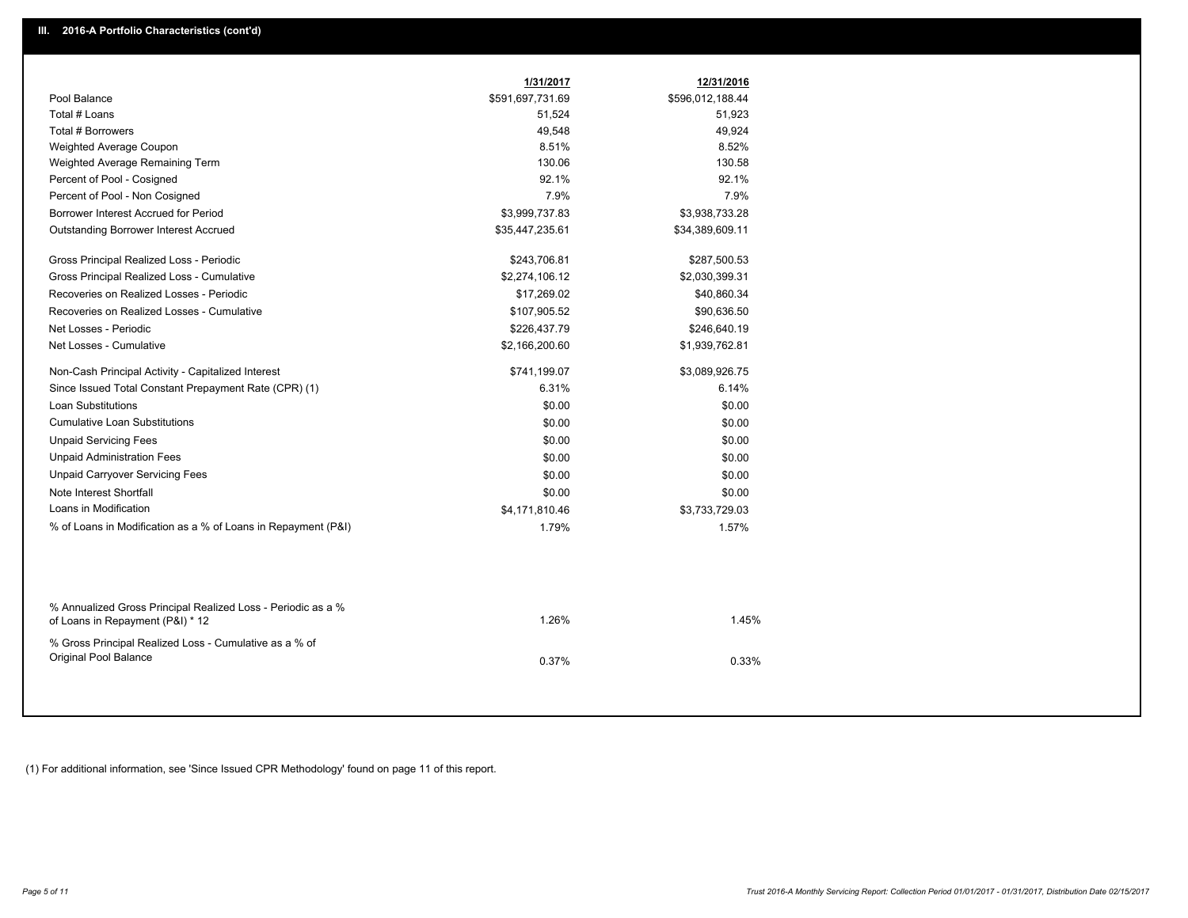## III. 2016-A Portfolio Characteristics (cont'd)

| | 1/31/2017 | 12/31/2016 |
|---|---|---|
| Pool Balance | $591,697,731.69 | $596,012,188.44 |
| Total # Loans | 51,524 | 51,923 |
| Total # Borrowers | 49,548 | 49,924 |
| Weighted Average Coupon | 8.51% | 8.52% |
| Weighted Average Remaining Term | 130.06 | 130.58 |
| Percent of Pool - Cosigned | 92.1% | 92.1% |
| Percent of Pool - Non Cosigned | 7.9% | 7.9% |
| Borrower Interest Accrued for Period | $3,999,737.83 | $3,938,733.28 |
| Outstanding Borrower Interest Accrued | $35,447,235.61 | $34,389,609.11 |
| Gross Principal Realized Loss - Periodic | $243,706.81 | $287,500.53 |
| Gross Principal Realized Loss - Cumulative | $2,274,106.12 | $2,030,399.31 |
| Recoveries on Realized Losses - Periodic | $17,269.02 | $40,860.34 |
| Recoveries on Realized Losses - Cumulative | $107,905.52 | $90,636.50 |
| Net Losses - Periodic | $226,437.79 | $246,640.19 |
| Net Losses - Cumulative | $2,166,200.60 | $1,939,762.81 |
| Non-Cash Principal Activity - Capitalized Interest | $741,199.07 | $3,089,926.75 |
| Since Issued Total Constant Prepayment Rate (CPR) (1) | 6.31% | 6.14% |
| Loan Substitutions | $0.00 | $0.00 |
| Cumulative Loan Substitutions | $0.00 | $0.00 |
| Unpaid Servicing Fees | $0.00 | $0.00 |
| Unpaid Administration Fees | $0.00 | $0.00 |
| Unpaid Carryover Servicing Fees | $0.00 | $0.00 |
| Note Interest Shortfall | $0.00 | $0.00 |
| Loans in Modification | $4,171,810.46 | $3,733,729.03 |
| % of Loans in Modification as a % of Loans in Repayment (P&I) | 1.79% | 1.57% |
| % Annualized Gross Principal Realized Loss - Periodic as a % of Loans in Repayment (P&I) * 12 | 1.26% | 1.45% |
| % Gross Principal Realized Loss - Cumulative as a % of Original Pool Balance | 0.37% | 0.33% |

(1) For additional information, see 'Since Issued CPR Methodology' found on page 11 of this report.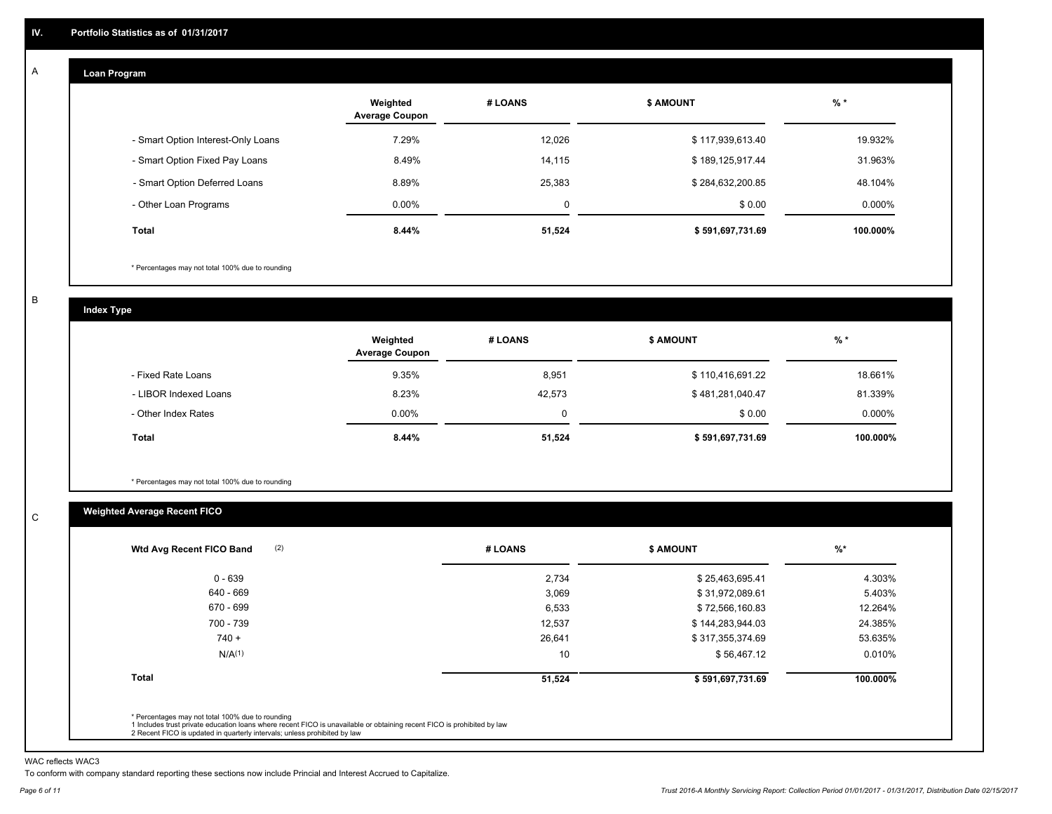## IV. Portfolio Statistics as of 01/31/2017

### A Loan Program

| | Weighted Average Coupon | # LOANS | $ AMOUNT | % * |
|---|---|---|---|---|
| - Smart Option Interest-Only Loans | 7.29% | 12,026 | $ 117,939,613.40 | 19.932% |
| - Smart Option Fixed Pay Loans | 8.49% | 14,115 | $ 189,125,917.44 | 31.963% |
| - Smart Option Deferred Loans | 8.89% | 25,383 | $ 284,632,200.85 | 48.104% |
| - Other Loan Programs | 0.00% | 0 | $ 0.00 | 0.000% |
| **Total** | **8.44%** | **51,524** | **$ 591,697,731.69** | **100.000%** |

* Percentages may not total 100% due to rounding

### B Index Type

| | Weighted Average Coupon | # LOANS | $ AMOUNT | % * |
|---|---|---|---|---|
| - Fixed Rate Loans | 9.35% | 8,951 | $ 110,416,691.22 | 18.661% |
| - LIBOR Indexed Loans | 8.23% | 42,573 | $ 481,281,040.47 | 81.339% |
| - Other Index Rates | 0.00% | 0 | $ 0.00 | 0.000% |
| **Total** | **8.44%** | **51,524** | **$ 591,697,731.69** | **100.000%** |

* Percentages may not total 100% due to rounding

### C Weighted Average Recent FICO

| Wtd Avg Recent FICO Band (2) | # LOANS | $ AMOUNT | %* |
|---|---|---|---|
| 0 - 639 | 2,734 | $ 25,463,695.41 | 4.303% |
| 640 - 669 | 3,069 | $ 31,972,089.61 | 5.403% |
| 670 - 699 | 6,533 | $ 72,566,160.83 | 12.264% |
| 700 - 739 | 12,537 | $ 144,283,944.03 | 24.385% |
| 740 + | 26,641 | $ 317,355,374.69 | 53.635% |
| N/A(1) | 10 | $ 56,467.12 | 0.010% |
| **Total** | **51,524** | **$ 591,697,731.69** | **100.000%** |

* Percentages may not total 100% due to rounding
1 Includes trust private education loans where recent FICO is unavailable or obtaining recent FICO is prohibited by law
2 Recent FICO is updated in quarterly intervals; unless prohibited by law

WAC reflects WAC3

To conform with company standard reporting these sections now include Princial and Interest Accrued to Capitalize.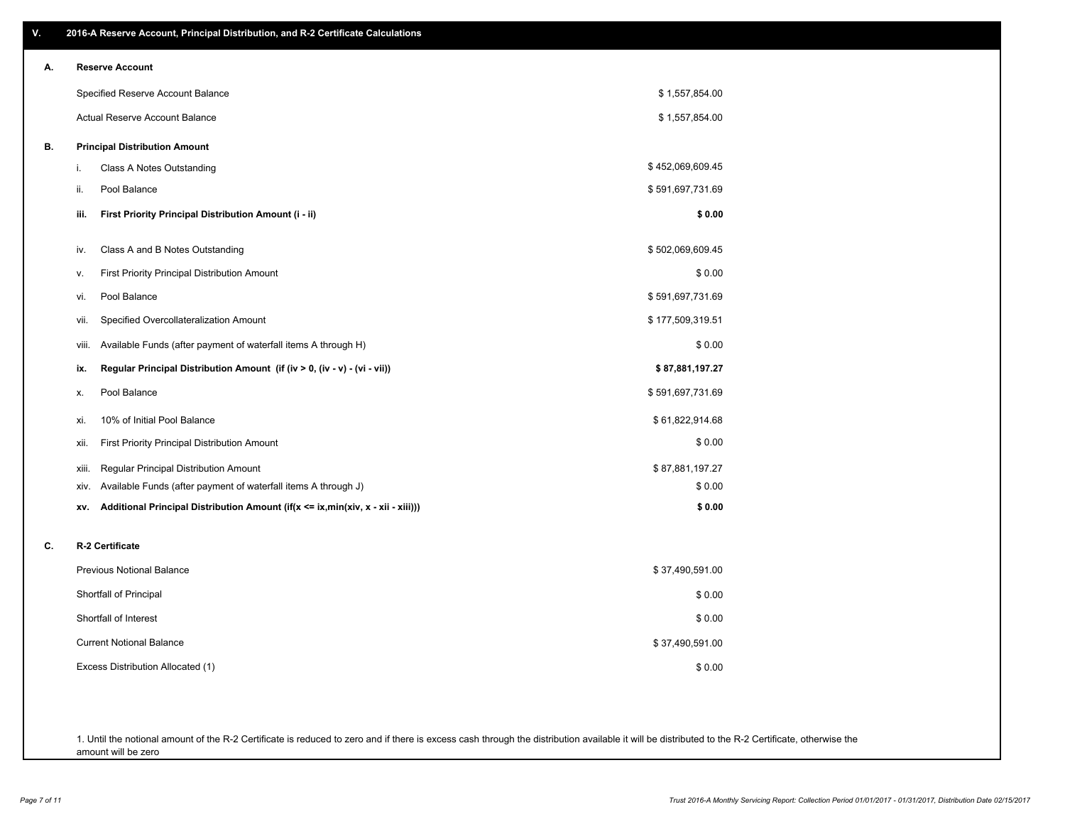## V. 2016-A Reserve Account, Principal Distribution, and R-2 Certificate Calculations

### A. Reserve Account

| | |
|---|---|
| Specified Reserve Account Balance | $ 1,557,854.00 |
| Actual Reserve Account Balance | $ 1,557,854.00 |

### B. Principal Distribution Amount

| | | |
|---|---|---|
| i. | Class A Notes Outstanding | $ 452,069,609.45 |
| ii. | Pool Balance | $ 591,697,731.69 |
| **iii.** | **First Priority Principal Distribution Amount (i - ii)** | **$ 0.00** |
| iv. | Class A and B Notes Outstanding | $ 502,069,609.45 |
| v. | First Priority Principal Distribution Amount | $ 0.00 |
| vi. | Pool Balance | $ 591,697,731.69 |
| vii. | Specified Overcollateralization Amount | $ 177,509,319.51 |
| viii. | Available Funds (after payment of waterfall items A through H) | $ 0.00 |
| **ix.** | **Regular Principal Distribution Amount (if (iv > 0, (iv - v) - (vi - vii))** | **$ 87,881,197.27** |
| x. | Pool Balance | $ 591,697,731.69 |
| xi. | 10% of Initial Pool Balance | $ 61,822,914.68 |
| xii. | First Priority Principal Distribution Amount | $ 0.00 |
| xiii. | Regular Principal Distribution Amount | $ 87,881,197.27 |
| xiv. | Available Funds (after payment of waterfall items A through J) | $ 0.00 |
| **xv.** | **Additional Principal Distribution Amount (if(x <= ix,min(xiv, x - xii - xiii)))** | **$ 0.00** |

### C. R-2 Certificate

| | |
|---|---|
| Previous Notional Balance | $ 37,490,591.00 |
| Shortfall of Principal | $ 0.00 |
| Shortfall of Interest | $ 0.00 |
| Current Notional Balance | $ 37,490,591.00 |
| Excess Distribution Allocated (1) | $ 0.00 |

1. Until the notional amount of the R-2 Certificate is reduced to zero and if there is excess cash through the distribution available it will be distributed to the R-2 Certificate, otherwise the amount will be zero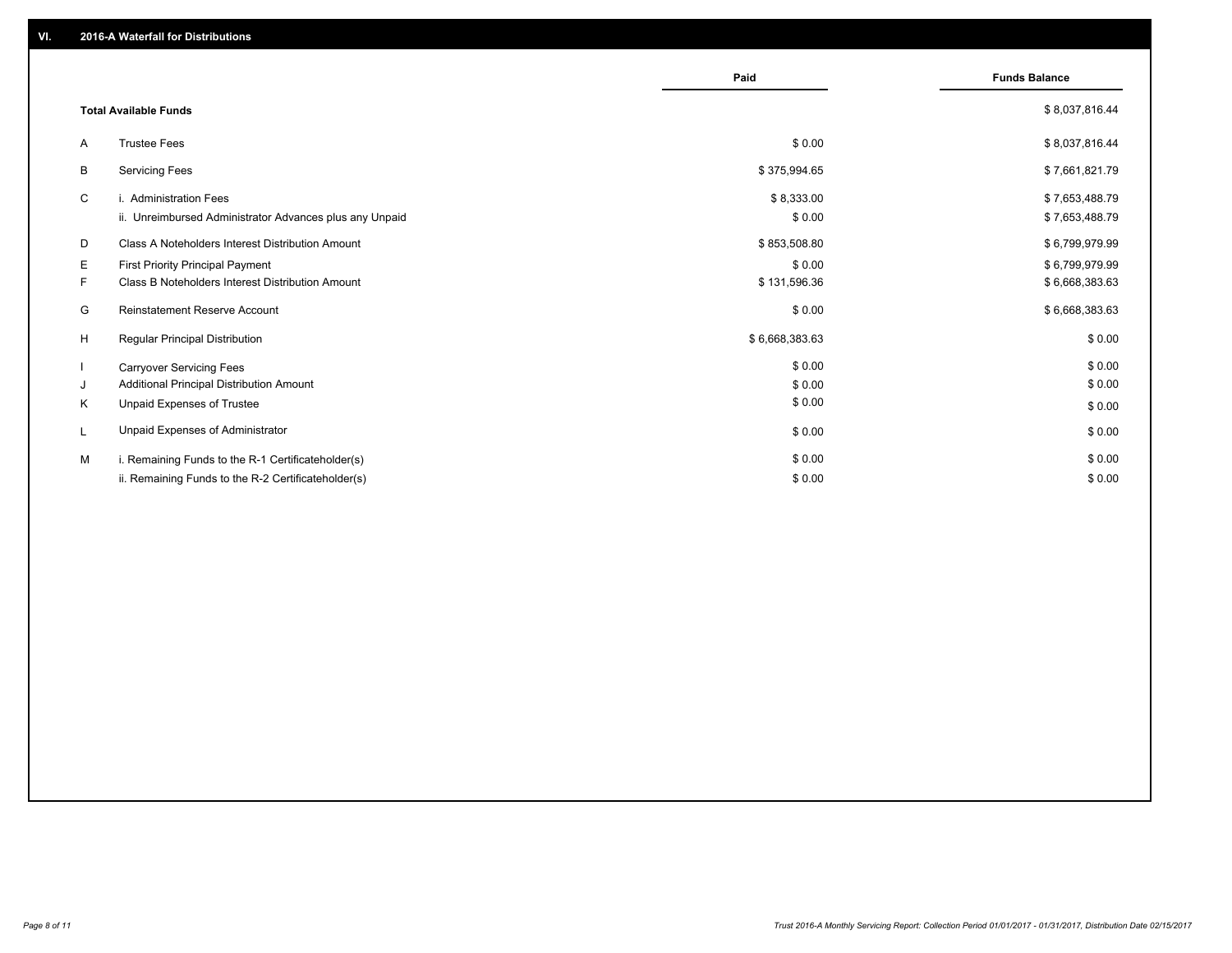## VI. 2016-A Waterfall for Distributions

| | | Paid | Funds Balance |
|---|---|---|---|
| | **Total Available Funds** | | $ 8,037,816.44 |
| A | Trustee Fees | $ 0.00 | $ 8,037,816.44 |
| B | Servicing Fees | $ 375,994.65 | $ 7,661,821.79 |
| C | i. Administration Fees | $ 8,333.00 | $ 7,653,488.79 |
| | ii. Unreimbursed Administrator Advances plus any Unpaid | $ 0.00 | $ 7,653,488.79 |
| D | Class A Noteholders Interest Distribution Amount | $ 853,508.80 | $ 6,799,979.99 |
| E | First Priority Principal Payment | $ 0.00 | $ 6,799,979.99 |
| F | Class B Noteholders Interest Distribution Amount | $ 131,596.36 | $ 6,668,383.63 |
| G | Reinstatement Reserve Account | $ 0.00 | $ 6,668,383.63 |
| H | Regular Principal Distribution | $ 6,668,383.63 | $ 0.00 |
| I | Carryover Servicing Fees | $ 0.00 | $ 0.00 |
| J | Additional Principal Distribution Amount | $ 0.00 | $ 0.00 |
| K | Unpaid Expenses of Trustee | $ 0.00 | $ 0.00 |
| L | Unpaid Expenses of Administrator | $ 0.00 | $ 0.00 |
| M | i. Remaining Funds to the R-1 Certificateholder(s) | $ 0.00 | $ 0.00 |
| | ii. Remaining Funds to the R-2 Certificateholder(s) | $ 0.00 | $ 0.00 |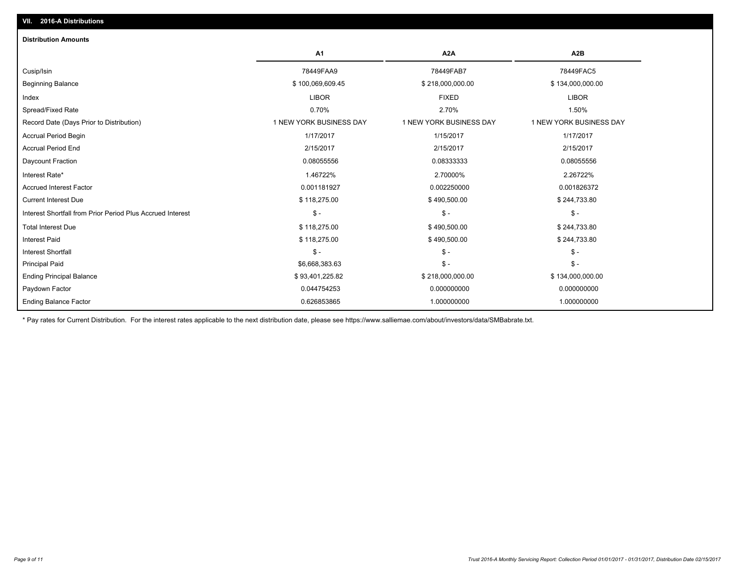## VII. 2016-A Distributions

### Distribution Amounts

| | A1 | A2A | A2B |
|---|---|---|---|
| Cusip/Isin | 78449FAA9 | 78449FAB7 | 78449FAC5 |
| Beginning Balance | $ 100,069,609.45 | $ 218,000,000.00 | $ 134,000,000.00 |
| Index | LIBOR | FIXED | LIBOR |
| Spread/Fixed Rate | 0.70% | 2.70% | 1.50% |
| Record Date (Days Prior to Distribution) | 1 NEW YORK BUSINESS DAY | 1 NEW YORK BUSINESS DAY | 1 NEW YORK BUSINESS DAY |
| Accrual Period Begin | 1/17/2017 | 1/15/2017 | 1/17/2017 |
| Accrual Period End | 2/15/2017 | 2/15/2017 | 2/15/2017 |
| Daycount Fraction | 0.08055556 | 0.08333333 | 0.08055556 |
| Interest Rate* | 1.46722% | 2.70000% | 2.26722% |
| Accrued Interest Factor | 0.001181927 | 0.002250000 | 0.001826372 |
| Current Interest Due | $ 118,275.00 | $ 490,500.00 | $ 244,733.80 |
| Interest Shortfall from Prior Period Plus Accrued Interest | $ - | $ - | $ - |
| Total Interest Due | $ 118,275.00 | $ 490,500.00 | $ 244,733.80 |
| Interest Paid | $ 118,275.00 | $ 490,500.00 | $ 244,733.80 |
| Interest Shortfall | $ - | $ - | $ - |
| Principal Paid | $6,668,383.63 | $ - | $ - |
| Ending Principal Balance | $ 93,401,225.82 | $ 218,000,000.00 | $ 134,000,000.00 |
| Paydown Factor | 0.044754253 | 0.000000000 | 0.000000000 |
| Ending Balance Factor | 0.626853865 | 1.000000000 | 1.000000000 |

* Pay rates for Current Distribution. For the interest rates applicable to the next distribution date, please see https://www.salliemae.com/about/investors/data/SMBabrate.txt.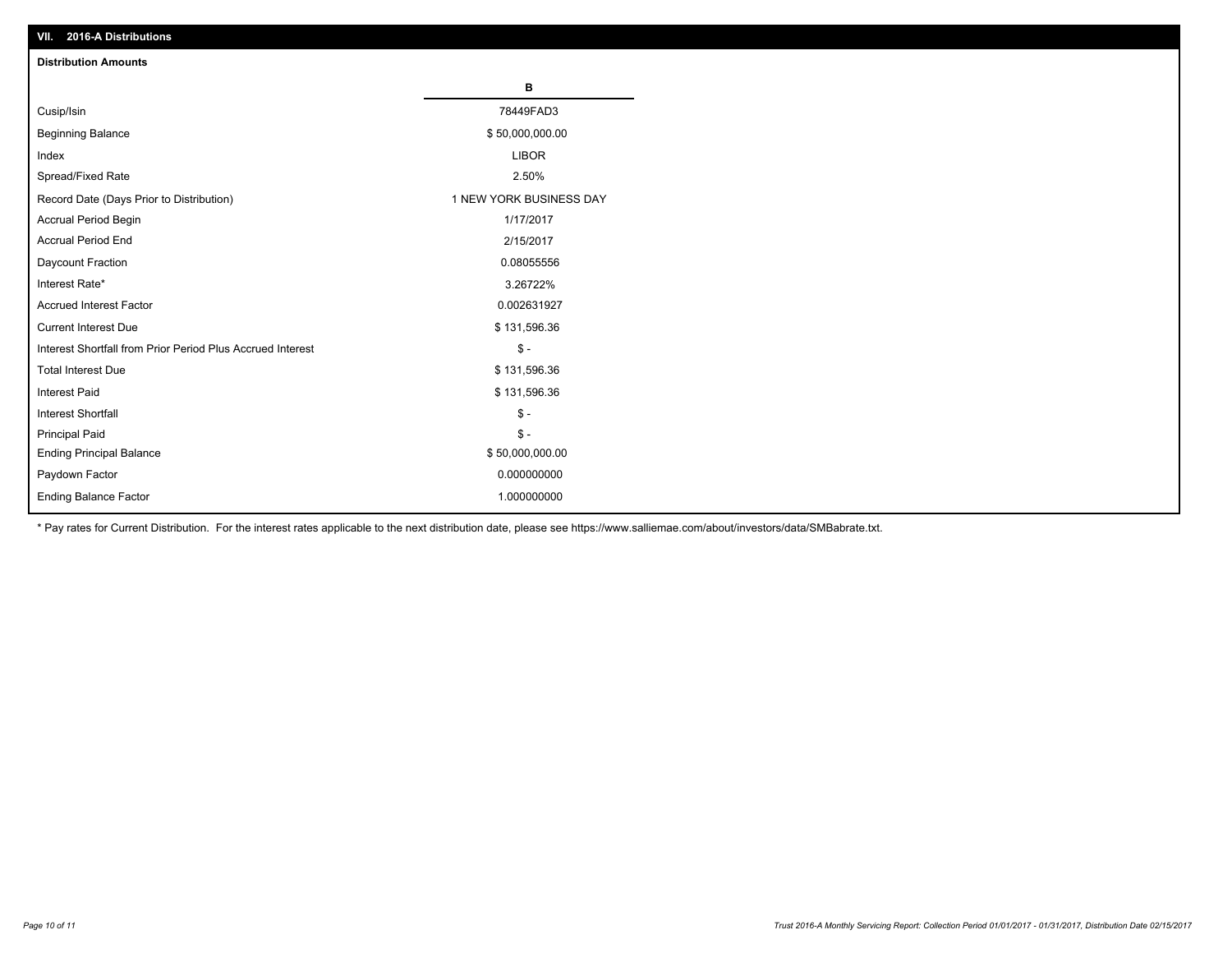## VII. 2016-A Distributions

### Distribution Amounts

| | B |
|---|---|
| Cusip/Isin | 78449FAD3 |
| Beginning Balance | $ 50,000,000.00 |
| Index | LIBOR |
| Spread/Fixed Rate | 2.50% |
| Record Date (Days Prior to Distribution) | 1 NEW YORK BUSINESS DAY |
| Accrual Period Begin | 1/17/2017 |
| Accrual Period End | 2/15/2017 |
| Daycount Fraction | 0.08055556 |
| Interest Rate* | 3.26722% |
| Accrued Interest Factor | 0.002631927 |
| Current Interest Due | $ 131,596.36 |
| Interest Shortfall from Prior Period Plus Accrued Interest | $ - |
| Total Interest Due | $ 131,596.36 |
| Interest Paid | $ 131,596.36 |
| Interest Shortfall | $ - |
| Principal Paid | $ - |
| Ending Principal Balance | $ 50,000,000.00 |
| Paydown Factor | 0.000000000 |
| Ending Balance Factor | 1.000000000 |

* Pay rates for Current Distribution. For the interest rates applicable to the next distribution date, please see https://www.salliemae.com/about/investors/data/SMBabrate.txt.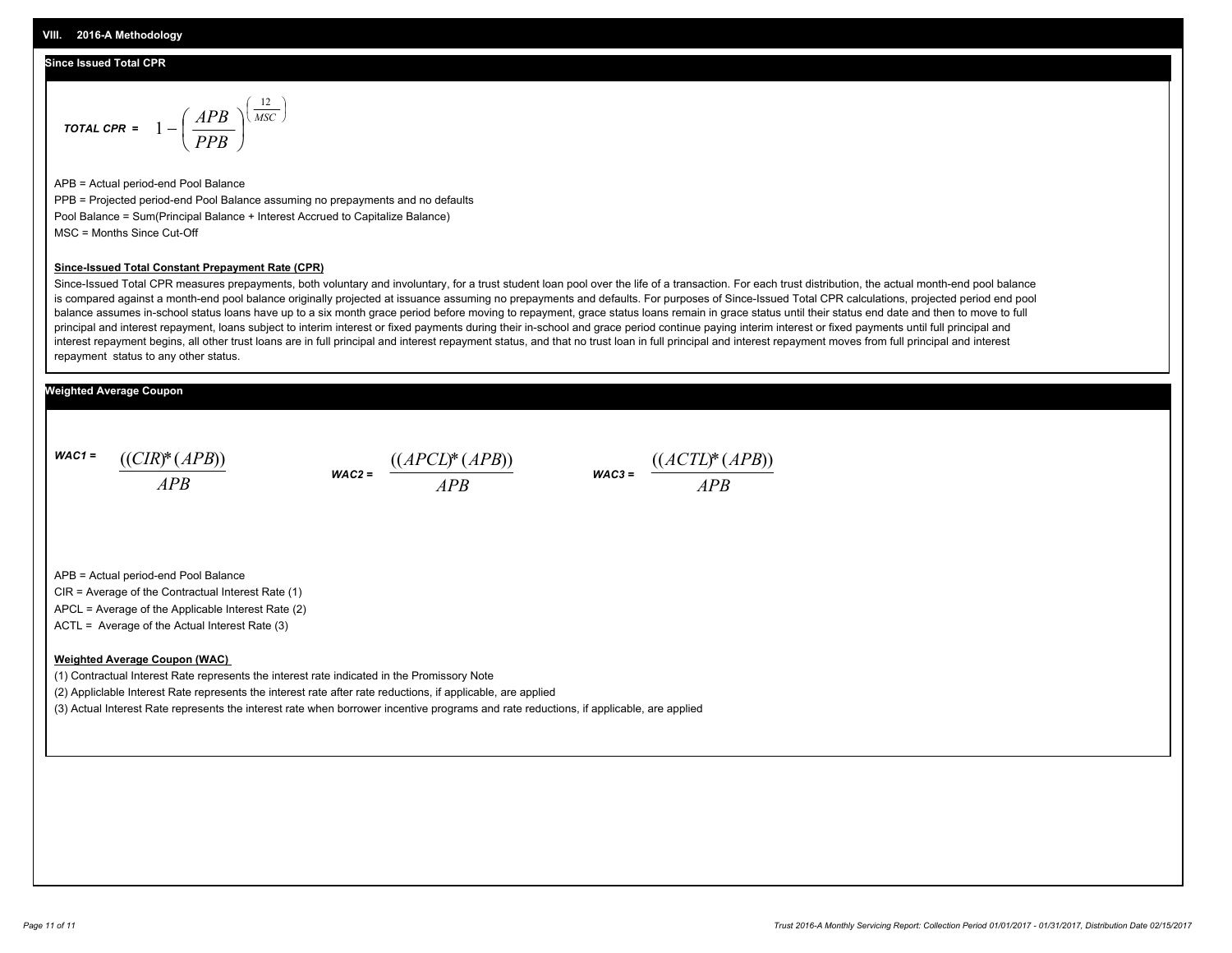## VIII. 2016-A Methodology

### Since Issued Total CPR

$$\textit{TOTAL CPR} = 1 - \left(\frac{APB}{PPB}\right)^{\left(\frac{12}{MSC}\right)}$$

APB = Actual period-end Pool Balance

PPB = Projected period-end Pool Balance assuming no prepayments and no defaults

Pool Balance = Sum(Principal Balance + Interest Accrued to Capitalize Balance)

MSC = Months Since Cut-Off

**Since-Issued Total Constant Prepayment Rate (CPR)**

Since-Issued Total CPR measures prepayments, both voluntary and involuntary, for a trust student loan pool over the life of a transaction. For each trust distribution, the actual month-end pool balance is compared against a month-end pool balance originally projected at issuance assuming no prepayments and defaults. For purposes of Since-Issued Total CPR calculations, projected period end pool balance assumes in-school status loans have up to a six month grace period before moving to repayment, grace status loans remain in grace status until their status end date and then to move to full principal and interest repayment, loans subject to interim interest or fixed payments during their in-school and grace period continue paying interim interest or fixed payments until full principal and interest repayment begins, all other trust loans are in full principal and interest repayment status, and that no trust loan in full principal and interest repayment moves from full principal and interest repayment status to any other status.

### Weighted Average Coupon

$$\textit{WAC1} = \frac{((CIR)*(APB))}{APB} \qquad \textit{WAC2} = \frac{((APCL)*(APB))}{APB} \qquad \textit{WAC3} = \frac{((ACTL)*(APB))}{APB}$$

APB = Actual period-end Pool Balance

CIR = Average of the Contractual Interest Rate (1)

APCL = Average of the Applicable Interest Rate (2)

ACTL = Average of the Actual Interest Rate (3)

**Weighted Average Coupon (WAC)**

(1) Contractual Interest Rate represents the interest rate indicated in the Promissory Note

(2) Appliclable Interest Rate represents the interest rate after rate reductions, if applicable, are applied

(3) Actual Interest Rate represents the interest rate when borrower incentive programs and rate reductions, if applicable, are applied